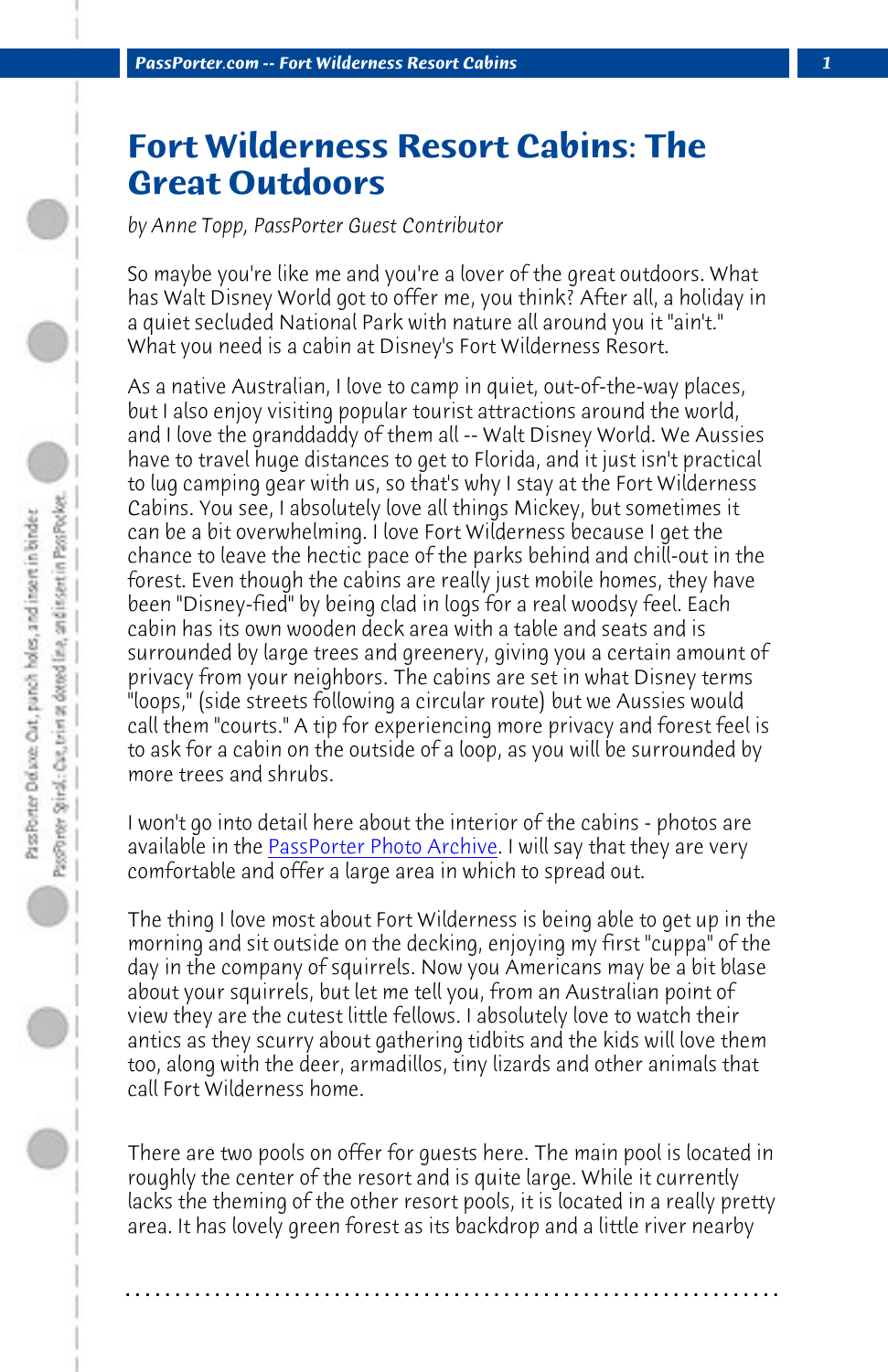# Fort Wilderness Resort Cabins: The Great Outdoors

*by Anne Topp, PassPorter Guest Contributor*

So maybe you're like me and you're a lover of the great outdoors. What has Walt Disney World got to offer me, you think? After all, a holiday in a quiet secluded National Park with nature all around you it "ain't." What you need is a cabin at Disney's Fort Wilderness Resort.

As a native Australian, I love to camp in quiet, out-of-the-way places, but I also enjoy visiting popular tourist attractions around the world, and I love the granddaddy of them all -- Walt Disney World. We Aussies have to travel huge distances to get to Florida, and it just isn't practical to lug camping gear with us, so that's why I stay at the Fort Wilderness Cabins. You see, I absolutely love all things Mickey, but sometimes it can be a bit overwhelming. I love Fort Wilderness because I get the chance to leave the hectic pace of the parks behind and chill-out in the forest. Even though the cabins are really just mobile homes, they have been "Disney-fied" by being clad in logs for a real woodsy feel. Each cabin has its own wooden deck area with a table and seats and is surrounded by large trees and greenery, giving you a certain amount of privacy from your neighbors. The cabins are set in what Disney terms "loops," (side streets following a circular route) but we Aussies would call them "courts." A tip for experiencing more privacy and forest feel is to ask for a cabin on the outside of a loop, as you will be surrounded by more trees and shrubs.

I won't go into detail here about the interior of the cabins - photos are available in the [PassPorter Photo Archive](). I will say that they are very comfortable and offer a large area in which to spread out.

The thing I love most about Fort Wilderness is being able to get up in the morning and sit outside on the decking, enjoying my first "cuppa" of the day in the company of squirrels. Now you Americans may be a bit blase about your squirrels, but let me tell you, from an Australian point of view they are the cutest little fellows. I absolutely love to watch their antics as they scurry about gathering tidbits and the kids will love them too, along with the deer, armadillos, tiny lizards and other animals that call Fort Wilderness home.

There are two pools on offer for guests here. The main pool is located in roughly the center of the resort and is quite large. While it currently lacks the theming of the other resort pools, it is located in a really pretty area. It has lovely green forest as its backdrop and a little river nearby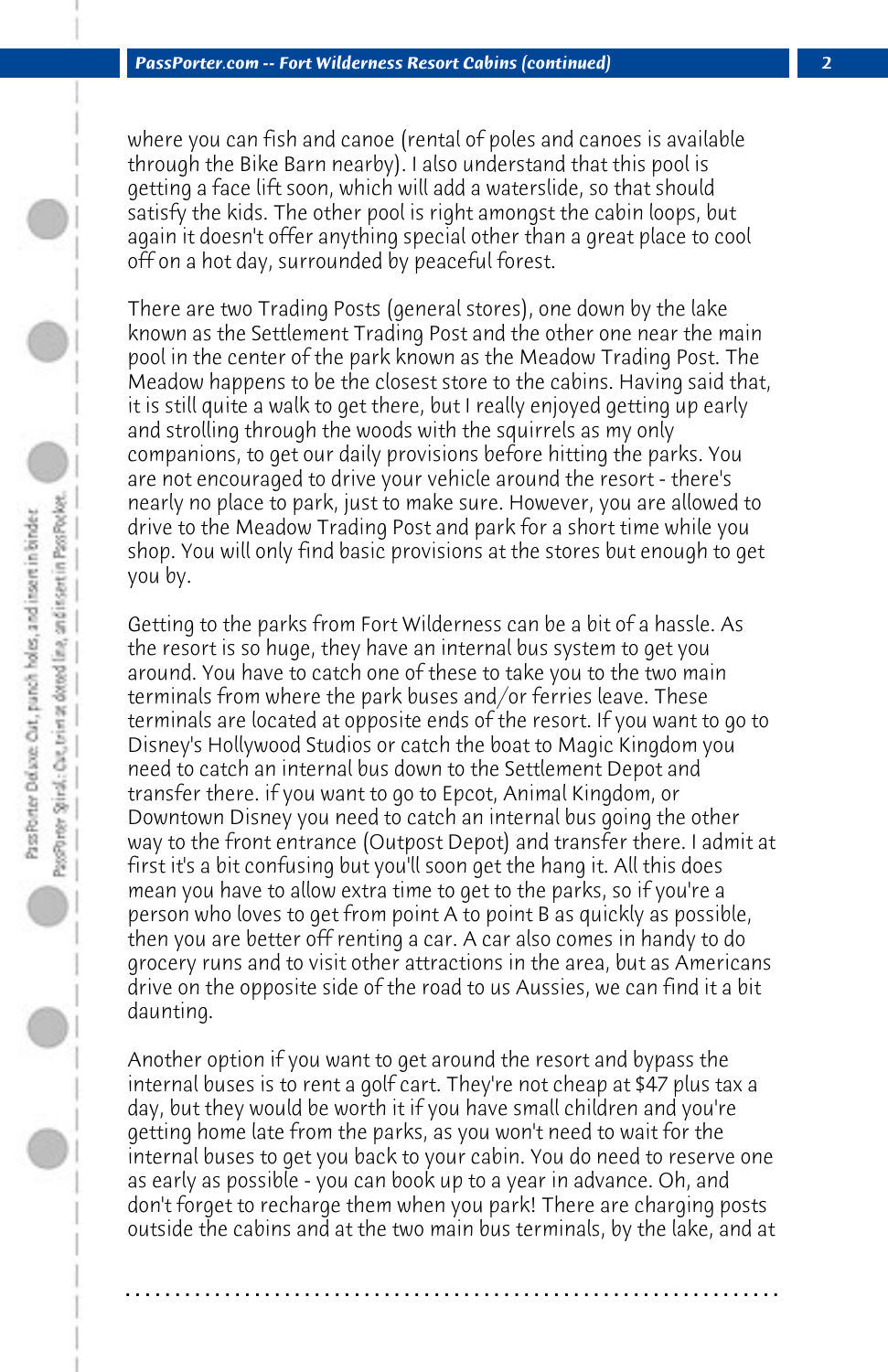where you can fish and canoe (rental of poles and canoes is available through the Bike Barn nearby). I also understand that this pool is getting a face lift soon, which will add a waterslide, so that should satisfy the kids. The other pool is right amongst the cabin loops, but again it doesn't offer anything special other than a great place to cool off on a hot day, surrounded by peaceful forest.

There are two Trading Posts (general stores), one down by the lake known as the Settlement Trading Post and the other one near the main pool in the center of the park known as the Meadow Trading Post. The Meadow happens to be the closest store to the cabins. Having said that, it is still quite a walk to get there, but I really enjoyed getting up early and strolling through the woods with the squirrels as my only companions, to get our daily provisions before hitting the parks. You are not encouraged to drive your vehicle around the resort - there's nearly no place to park, just to make sure. However, you are allowed to drive to the Meadow Trading Post and park for a short time while you shop. You will only find basic provisions at the stores but enough to get you by.

Getting to the parks from Fort Wilderness can be a bit of a hassle. As the resort is so huge, they have an internal bus system to get you around. You have to catch one of these to take you to the two main terminals from where the park buses and/or ferries leave. These terminals are located at opposite ends of the resort. If you want to go to Disney's Hollywood Studios or catch the boat to Magic Kingdom you need to catch an internal bus down to the Settlement Depot and transfer there. if you want to go to Epcot, Animal Kingdom, or Downtown Disney you need to catch an internal bus going the other way to the front entrance (Outpost Depot) and transfer there. I admit at first it's a bit confusing but you'll soon get the hang it. All this does mean you have to allow extra time to get to the parks, so if you're a person who loves to get from point A to point B as quickly as possible, then you are better off renting a car. A car also comes in handy to do grocery runs and to visit other attractions in the area, but as Americans drive on the opposite side of the road to us Aussies, we can find it a bit daunting.

Another option if you want to get around the resort and bypass the internal buses is to rent a golf cart. They're not cheap at $47 plus tax a day, but they would be worth it if you have small children and you're getting home late from the parks, as you won't need to wait for the internal buses to get you back to your cabin. You do need to reserve one as early as possible - you can book up to a year in advance. Oh, and don't forget to recharge them when you park! There are charging posts outside the cabins and at the two main bus terminals, by the lake, and at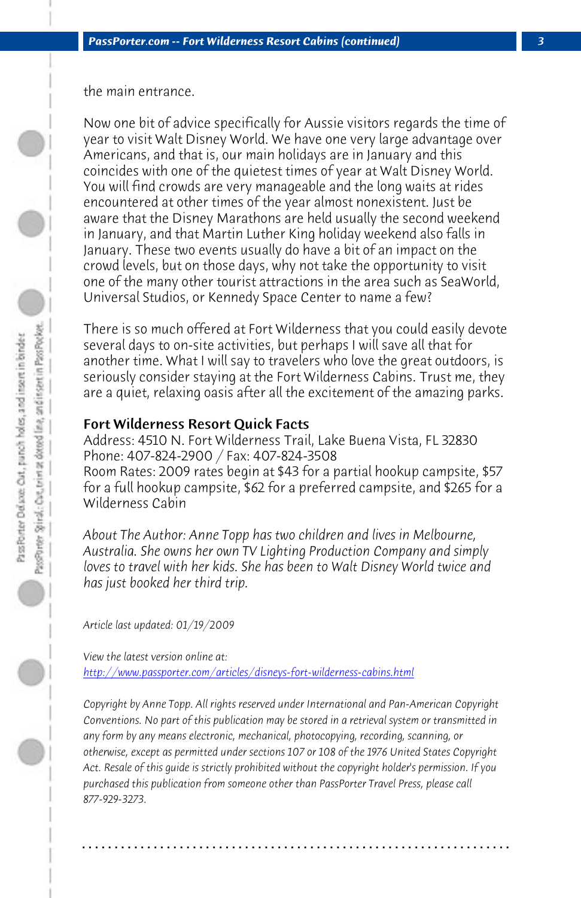the main entrance.

Now one bit of advice specifically for Aussie visitors regards the time of year to visit Walt Disney World. We have one very large advantage over Americans, and that is, our main holidays are in January and this coincides with one of the quietest times of year at Walt Disney World. You will find crowds are very manageable and the long waits at rides encountered at other times of the year almost nonexistent. Just be aware that the Disney Marathons are held usually the second weekend in January, and that Martin Luther King holiday weekend also falls in January. These two events usually do have a bit of an impact on the crowd levels, but on those days, why not take the opportunity to visit one of the many other tourist attractions in the area such as SeaWorld, Universal Studios, or Kennedy Space Center to name a few?

There is so much offered at Fort Wilderness that you could easily devote several days to on-site activities, but perhaps I will save all that for another time. What I will say to travelers who love the great outdoors, is seriously consider staying at the Fort Wilderness Cabins. Trust me, they are a quiet, relaxing oasis after all the excitement of the amazing parks.

**Fort Wilderness Resort Quick Facts**

Address: 4510 N. Fort Wilderness Trail, Lake Buena Vista, FL 32830
Phone: 407-824-2900 / Fax: 407-824-3508
Room Rates: 2009 rates begin at $43 for a partial hookup campsite, $57 for a full hookup campsite, $62 for a preferred campsite, and $265 for a Wilderness Cabin

*About The Author: Anne Topp has two children and lives in Melbourne, Australia. She owns her own TV Lighting Production Company and simply loves to travel with her kids. She has been to Walt Disney World twice and has just booked her third trip.*

*Article last updated: 01/19/2009*

*View the latest version online at:*
*http://www.passporter.com/articles/disneys-fort-wilderness-cabins.html*

*Copyright by Anne Topp. All rights reserved under International and Pan-American Copyright Conventions. No part of this publication may be stored in a retrieval system or transmitted in any form by any means electronic, mechanical, photocopying, recording, scanning, or otherwise, except as permitted under sections 107 or 108 of the 1976 United States Copyright Act. Resale of this guide is strictly prohibited without the copyright holder's permission. If you purchased this publication from someone other than PassPorter Travel Press, please call 877-929-3273.*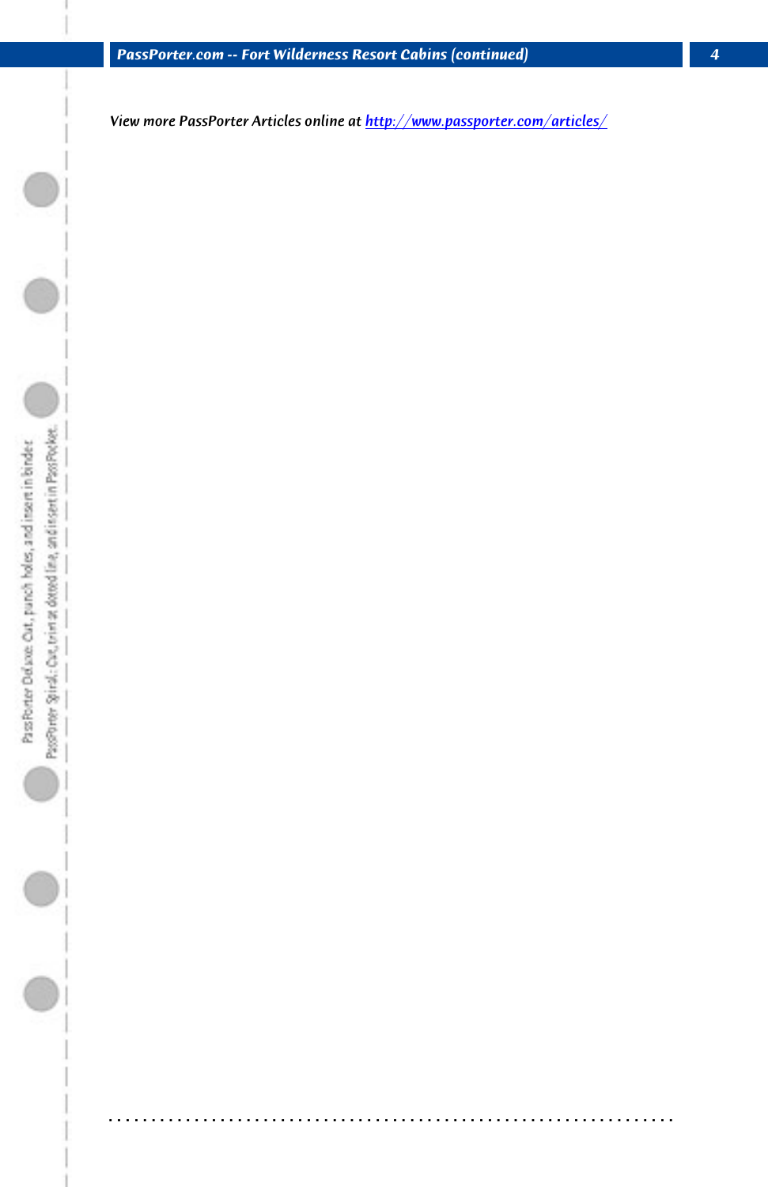*View more PassPorter Articles online at [http://www.passporter.com/articles/](http://www.passporter.com/articles/)*